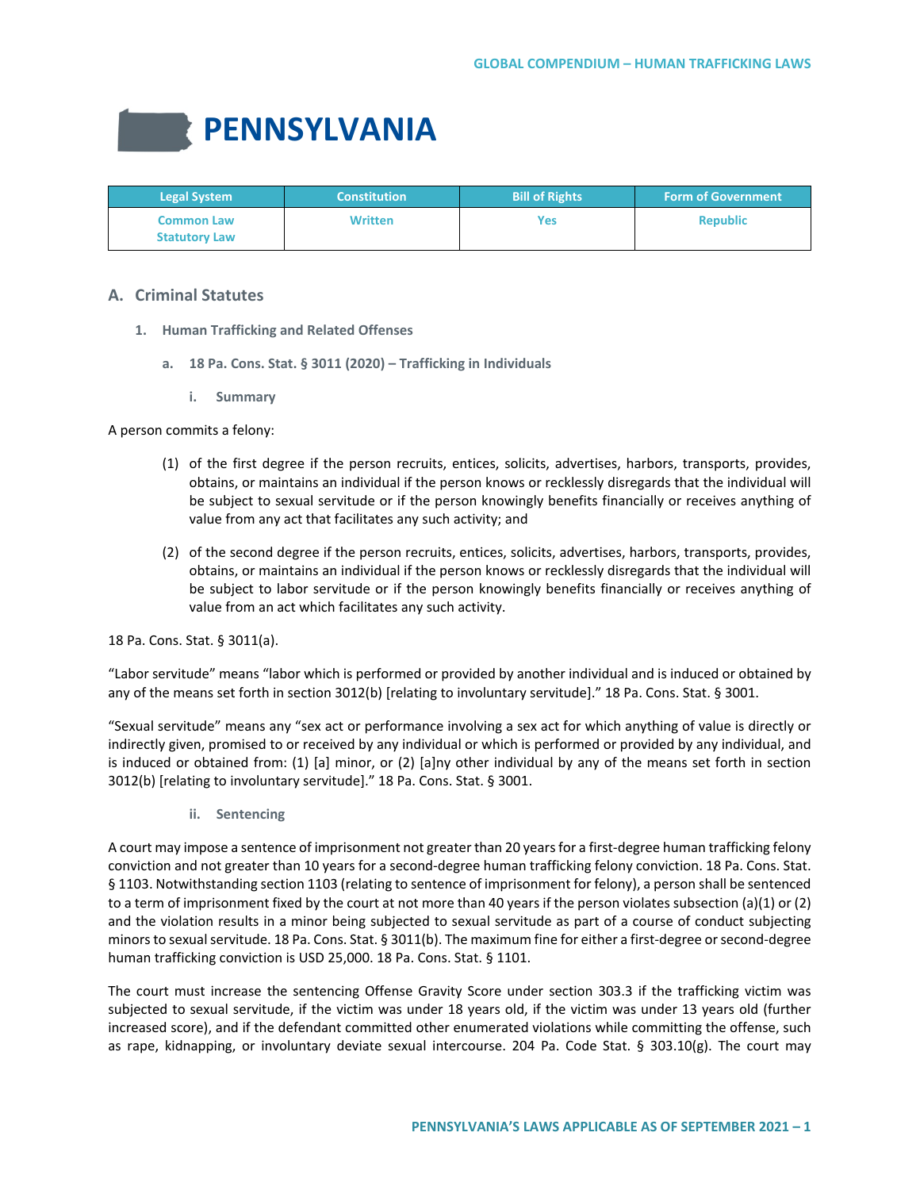# PENNSYLVANIA

| Legal System | Constitution | Bill of Rights | Form of Government |
| --- | --- | --- | --- |
| Common Law Statutory Law | Written | Yes | Republic |

## A. Criminal Statutes

### 1. Human Trafficking and Related Offenses

#### a. 18 Pa. Cons. Stat. § 3011 (2020) – Trafficking in Individuals

##### i. Summary

A person commits a felony:

(1) of the first degree if the person recruits, entices, solicits, advertises, harbors, transports, provides, obtains, or maintains an individual if the person knows or recklessly disregards that the individual will be subject to sexual servitude or if the person knowingly benefits financially or receives anything of value from any act that facilitates any such activity; and

(2) of the second degree if the person recruits, entices, solicits, advertises, harbors, transports, provides, obtains, or maintains an individual if the person knows or recklessly disregards that the individual will be subject to labor servitude or if the person knowingly benefits financially or receives anything of value from an act which facilitates any such activity.

18 Pa. Cons. Stat. § 3011(a).

"Labor servitude" means "labor which is performed or provided by another individual and is induced or obtained by any of the means set forth in section 3012(b) [relating to involuntary servitude]." 18 Pa. Cons. Stat. § 3001.

"Sexual servitude" means any "sex act or performance involving a sex act for which anything of value is directly or indirectly given, promised to or received by any individual or which is performed or provided by any individual, and is induced or obtained from: (1) [a] minor, or (2) [a]ny other individual by any of the means set forth in section 3012(b) [relating to involuntary servitude]." 18 Pa. Cons. Stat. § 3001.

##### ii. Sentencing

A court may impose a sentence of imprisonment not greater than 20 years for a first-degree human trafficking felony conviction and not greater than 10 years for a second-degree human trafficking felony conviction. 18 Pa. Cons. Stat. § 1103. Notwithstanding section 1103 (relating to sentence of imprisonment for felony), a person shall be sentenced to a term of imprisonment fixed by the court at not more than 40 years if the person violates subsection (a)(1) or (2) and the violation results in a minor being subjected to sexual servitude as part of a course of conduct subjecting minors to sexual servitude. 18 Pa. Cons. Stat. § 3011(b). The maximum fine for either a first-degree or second-degree human trafficking conviction is USD 25,000. 18 Pa. Cons. Stat. § 1101.

The court must increase the sentencing Offense Gravity Score under section 303.3 if the trafficking victim was subjected to sexual servitude, if the victim was under 18 years old, if the victim was under 13 years old (further increased score), and if the defendant committed other enumerated violations while committing the offense, such as rape, kidnapping, or involuntary deviate sexual intercourse. 204 Pa. Code Stat. § 303.10(g). The court may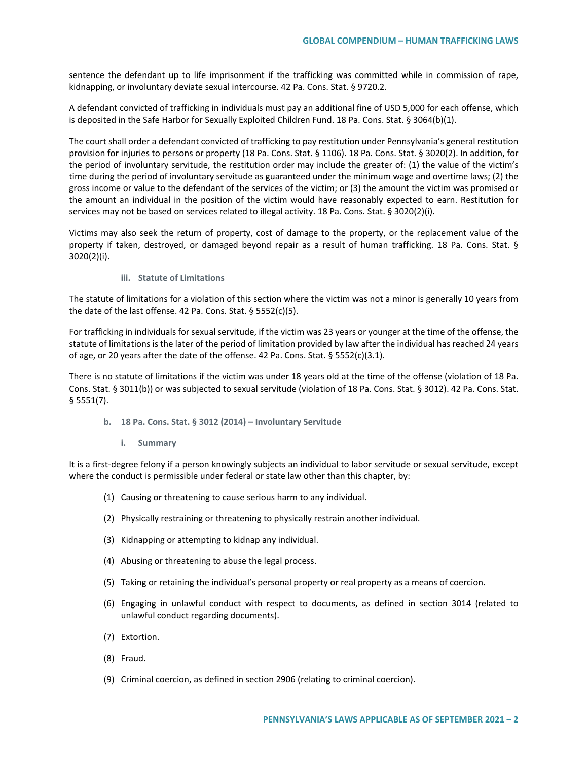sentence the defendant up to life imprisonment if the trafficking was committed while in commission of rape, kidnapping, or involuntary deviate sexual intercourse. 42 Pa. Cons. Stat. § 9720.2.

A defendant convicted of trafficking in individuals must pay an additional fine of USD 5,000 for each offense, which is deposited in the Safe Harbor for Sexually Exploited Children Fund. 18 Pa. Cons. Stat. § 3064(b)(1).

The court shall order a defendant convicted of trafficking to pay restitution under Pennsylvania's general restitution provision for injuries to persons or property (18 Pa. Cons. Stat. § 1106). 18 Pa. Cons. Stat. § 3020(2). In addition, for the period of involuntary servitude, the restitution order may include the greater of: (1) the value of the victim's time during the period of involuntary servitude as guaranteed under the minimum wage and overtime laws; (2) the gross income or value to the defendant of the services of the victim; or (3) the amount the victim was promised or the amount an individual in the position of the victim would have reasonably expected to earn. Restitution for services may not be based on services related to illegal activity. 18 Pa. Cons. Stat. § 3020(2)(i).

Victims may also seek the return of property, cost of damage to the property, or the replacement value of the property if taken, destroyed, or damaged beyond repair as a result of human trafficking. 18 Pa. Cons. Stat. § 3020(2)(i).

#### iii. Statute of Limitations

The statute of limitations for a violation of this section where the victim was not a minor is generally 10 years from the date of the last offense. 42 Pa. Cons. Stat. § 5552(c)(5).

For trafficking in individuals for sexual servitude, if the victim was 23 years or younger at the time of the offense, the statute of limitations is the later of the period of limitation provided by law after the individual has reached 24 years of age, or 20 years after the date of the offense. 42 Pa. Cons. Stat. § 5552(c)(3.1).

There is no statute of limitations if the victim was under 18 years old at the time of the offense (violation of 18 Pa. Cons. Stat. § 3011(b)) or was subjected to sexual servitude (violation of 18 Pa. Cons. Stat. § 3012). 42 Pa. Cons. Stat. § 5551(7).

### b. 18 Pa. Cons. Stat. § 3012 (2014) – Involuntary Servitude

#### i. Summary

It is a first-degree felony if a person knowingly subjects an individual to labor servitude or sexual servitude, except where the conduct is permissible under federal or state law other than this chapter, by:

(1) Causing or threatening to cause serious harm to any individual.

(2) Physically restraining or threatening to physically restrain another individual.

(3) Kidnapping or attempting to kidnap any individual.

(4) Abusing or threatening to abuse the legal process.

(5) Taking or retaining the individual's personal property or real property as a means of coercion.

(6) Engaging in unlawful conduct with respect to documents, as defined in section 3014 (related to unlawful conduct regarding documents).

(7) Extortion.

(8) Fraud.

(9) Criminal coercion, as defined in section 2906 (relating to criminal coercion).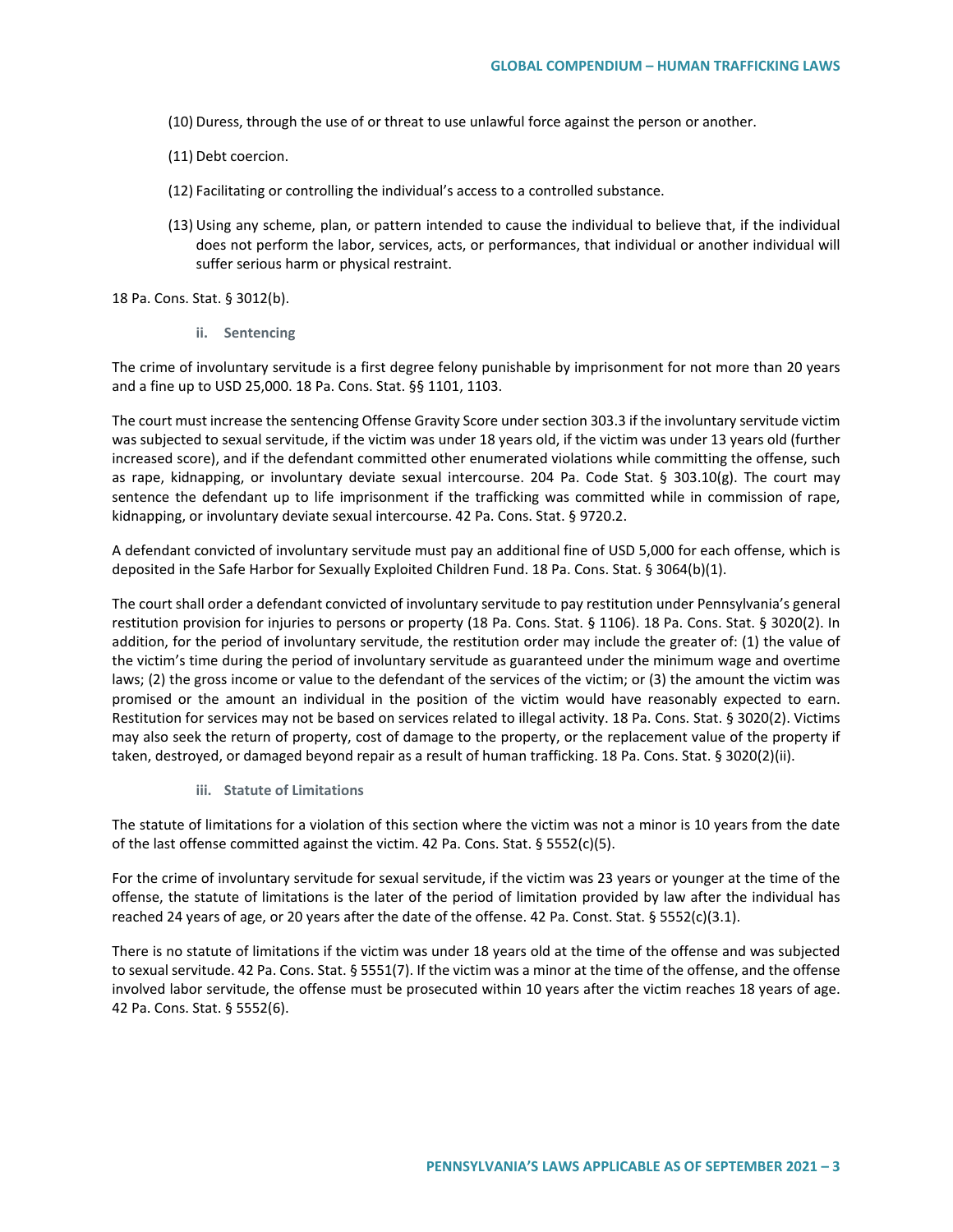(10) Duress, through the use of or threat to use unlawful force against the person or another.

(11) Debt coercion.

(12) Facilitating or controlling the individual's access to a controlled substance.

(13) Using any scheme, plan, or pattern intended to cause the individual to believe that, if the individual does not perform the labor, services, acts, or performances, that individual or another individual will suffer serious harm or physical restraint.

18 Pa. Cons. Stat. § 3012(b).

#### ii. Sentencing

The crime of involuntary servitude is a first degree felony punishable by imprisonment for not more than 20 years and a fine up to USD 25,000. 18 Pa. Cons. Stat. §§ 1101, 1103.

The court must increase the sentencing Offense Gravity Score under section 303.3 if the involuntary servitude victim was subjected to sexual servitude, if the victim was under 18 years old, if the victim was under 13 years old (further increased score), and if the defendant committed other enumerated violations while committing the offense, such as rape, kidnapping, or involuntary deviate sexual intercourse. 204 Pa. Code Stat. § 303.10(g). The court may sentence the defendant up to life imprisonment if the trafficking was committed while in commission of rape, kidnapping, or involuntary deviate sexual intercourse. 42 Pa. Cons. Stat. § 9720.2.

A defendant convicted of involuntary servitude must pay an additional fine of USD 5,000 for each offense, which is deposited in the Safe Harbor for Sexually Exploited Children Fund. 18 Pa. Cons. Stat. § 3064(b)(1).

The court shall order a defendant convicted of involuntary servitude to pay restitution under Pennsylvania's general restitution provision for injuries to persons or property (18 Pa. Cons. Stat. § 1106). 18 Pa. Cons. Stat. § 3020(2). In addition, for the period of involuntary servitude, the restitution order may include the greater of: (1) the value of the victim's time during the period of involuntary servitude as guaranteed under the minimum wage and overtime laws; (2) the gross income or value to the defendant of the services of the victim; or (3) the amount the victim was promised or the amount an individual in the position of the victim would have reasonably expected to earn. Restitution for services may not be based on services related to illegal activity. 18 Pa. Cons. Stat. § 3020(2). Victims may also seek the return of property, cost of damage to the property, or the replacement value of the property if taken, destroyed, or damaged beyond repair as a result of human trafficking. 18 Pa. Cons. Stat. § 3020(2)(ii).

#### iii. Statute of Limitations

The statute of limitations for a violation of this section where the victim was not a minor is 10 years from the date of the last offense committed against the victim. 42 Pa. Cons. Stat. § 5552(c)(5).

For the crime of involuntary servitude for sexual servitude, if the victim was 23 years or younger at the time of the offense, the statute of limitations is the later of the period of limitation provided by law after the individual has reached 24 years of age, or 20 years after the date of the offense. 42 Pa. Const. Stat. § 5552(c)(3.1).

There is no statute of limitations if the victim was under 18 years old at the time of the offense and was subjected to sexual servitude. 42 Pa. Cons. Stat. § 5551(7). If the victim was a minor at the time of the offense, and the offense involved labor servitude, the offense must be prosecuted within 10 years after the victim reaches 18 years of age. 42 Pa. Cons. Stat. § 5552(6).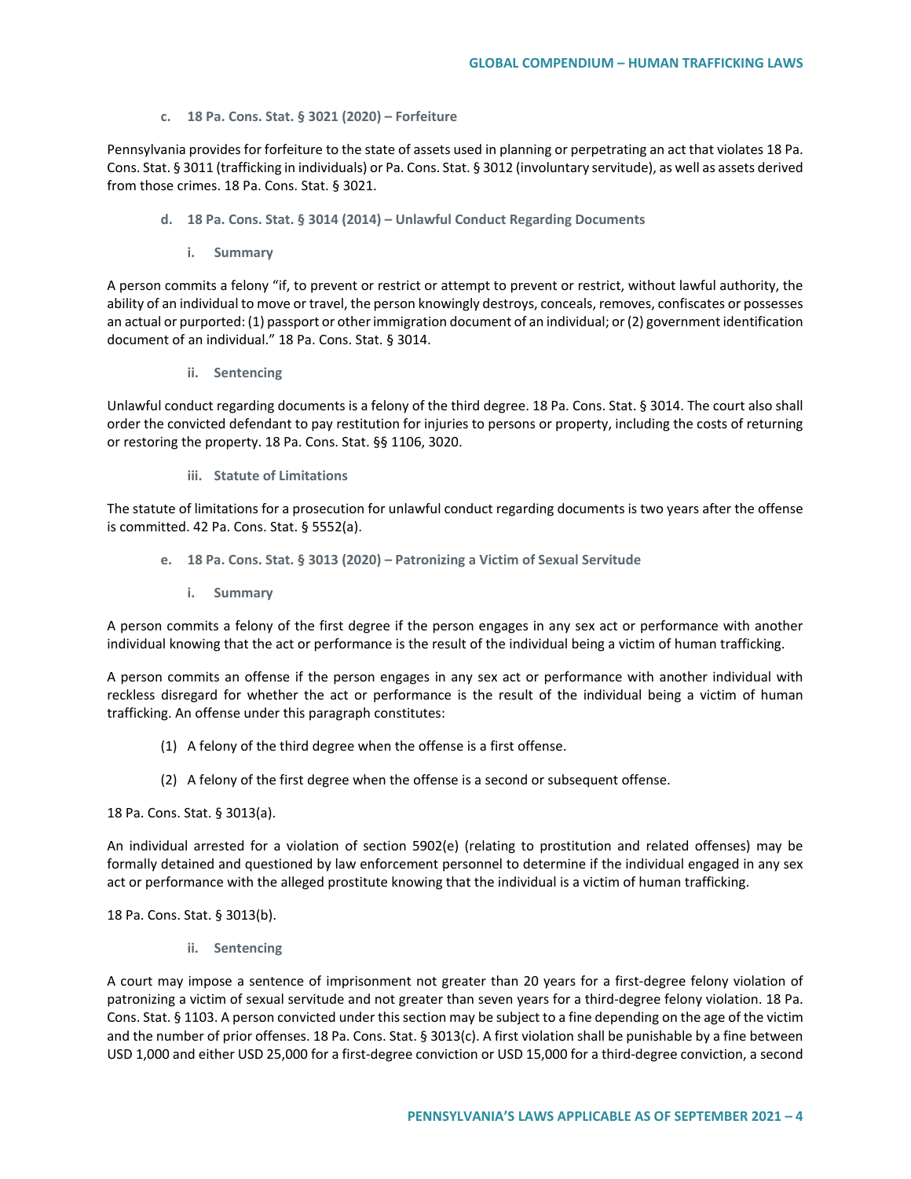### c. 18 Pa. Cons. Stat. § 3021 (2020) – Forfeiture

Pennsylvania provides for forfeiture to the state of assets used in planning or perpetrating an act that violates 18 Pa. Cons. Stat. § 3011 (trafficking in individuals) or Pa. Cons. Stat. § 3012 (involuntary servitude), as well as assets derived from those crimes. 18 Pa. Cons. Stat. § 3021.

### d. 18 Pa. Cons. Stat. § 3014 (2014) – Unlawful Conduct Regarding Documents

#### i. Summary

A person commits a felony "if, to prevent or restrict or attempt to prevent or restrict, without lawful authority, the ability of an individual to move or travel, the person knowingly destroys, conceals, removes, confiscates or possesses an actual or purported: (1) passport or other immigration document of an individual; or (2) government identification document of an individual." 18 Pa. Cons. Stat. § 3014.

#### ii. Sentencing

Unlawful conduct regarding documents is a felony of the third degree. 18 Pa. Cons. Stat. § 3014. The court also shall order the convicted defendant to pay restitution for injuries to persons or property, including the costs of returning or restoring the property. 18 Pa. Cons. Stat. §§ 1106, 3020.

#### iii. Statute of Limitations

The statute of limitations for a prosecution for unlawful conduct regarding documents is two years after the offense is committed. 42 Pa. Cons. Stat. § 5552(a).

### e. 18 Pa. Cons. Stat. § 3013 (2020) – Patronizing a Victim of Sexual Servitude

#### i. Summary

A person commits a felony of the first degree if the person engages in any sex act or performance with another individual knowing that the act or performance is the result of the individual being a victim of human trafficking.

A person commits an offense if the person engages in any sex act or performance with another individual with reckless disregard for whether the act or performance is the result of the individual being a victim of human trafficking. An offense under this paragraph constitutes:

(1) A felony of the third degree when the offense is a first offense.

(2) A felony of the first degree when the offense is a second or subsequent offense.

18 Pa. Cons. Stat. § 3013(a).

An individual arrested for a violation of section 5902(e) (relating to prostitution and related offenses) may be formally detained and questioned by law enforcement personnel to determine if the individual engaged in any sex act or performance with the alleged prostitute knowing that the individual is a victim of human trafficking.

18 Pa. Cons. Stat. § 3013(b).

#### ii. Sentencing

A court may impose a sentence of imprisonment not greater than 20 years for a first-degree felony violation of patronizing a victim of sexual servitude and not greater than seven years for a third-degree felony violation. 18 Pa. Cons. Stat. § 1103. A person convicted under this section may be subject to a fine depending on the age of the victim and the number of prior offenses. 18 Pa. Cons. Stat. § 3013(c). A first violation shall be punishable by a fine between USD 1,000 and either USD 25,000 for a first-degree conviction or USD 15,000 for a third-degree conviction, a second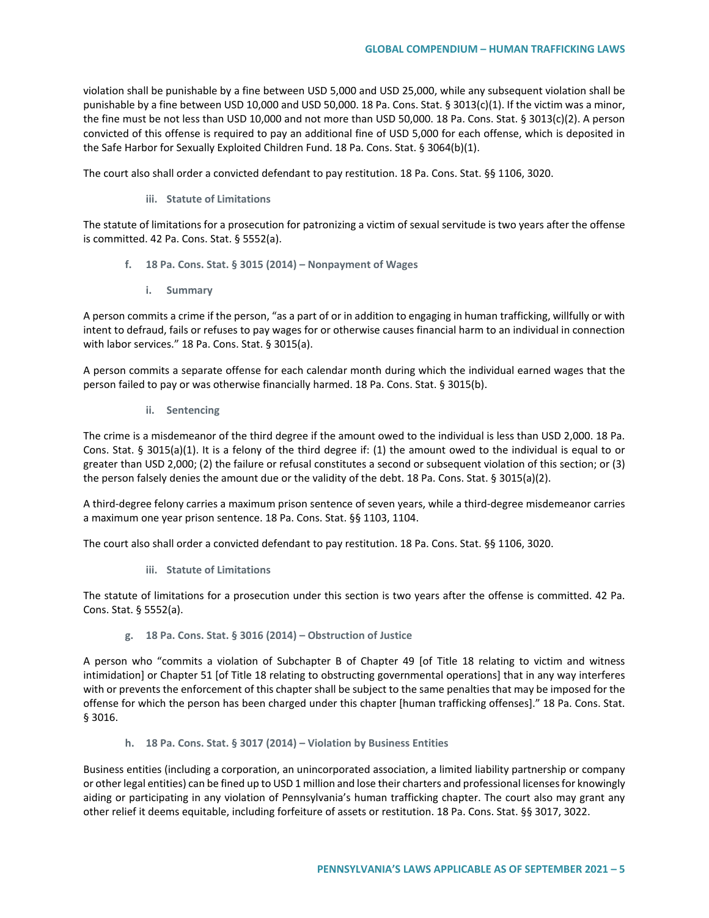violation shall be punishable by a fine between USD 5,000 and USD 25,000, while any subsequent violation shall be punishable by a fine between USD 10,000 and USD 50,000. 18 Pa. Cons. Stat. § 3013(c)(1). If the victim was a minor, the fine must be not less than USD 10,000 and not more than USD 50,000. 18 Pa. Cons. Stat. § 3013(c)(2). A person convicted of this offense is required to pay an additional fine of USD 5,000 for each offense, which is deposited in the Safe Harbor for Sexually Exploited Children Fund. 18 Pa. Cons. Stat. § 3064(b)(1).

The court also shall order a convicted defendant to pay restitution. 18 Pa. Cons. Stat. §§ 1106, 3020.

##### iii. Statute of Limitations

The statute of limitations for a prosecution for patronizing a victim of sexual servitude is two years after the offense is committed. 42 Pa. Cons. Stat. § 5552(a).

#### f. 18 Pa. Cons. Stat. § 3015 (2014) – Nonpayment of Wages

##### i. Summary

A person commits a crime if the person, "as a part of or in addition to engaging in human trafficking, willfully or with intent to defraud, fails or refuses to pay wages for or otherwise causes financial harm to an individual in connection with labor services." 18 Pa. Cons. Stat. § 3015(a).

A person commits a separate offense for each calendar month during which the individual earned wages that the person failed to pay or was otherwise financially harmed. 18 Pa. Cons. Stat. § 3015(b).

##### ii. Sentencing

The crime is a misdemeanor of the third degree if the amount owed to the individual is less than USD 2,000. 18 Pa. Cons. Stat. § 3015(a)(1). It is a felony of the third degree if: (1) the amount owed to the individual is equal to or greater than USD 2,000; (2) the failure or refusal constitutes a second or subsequent violation of this section; or (3) the person falsely denies the amount due or the validity of the debt. 18 Pa. Cons. Stat. § 3015(a)(2).

A third-degree felony carries a maximum prison sentence of seven years, while a third-degree misdemeanor carries a maximum one year prison sentence. 18 Pa. Cons. Stat. §§ 1103, 1104.

The court also shall order a convicted defendant to pay restitution. 18 Pa. Cons. Stat. §§ 1106, 3020.

##### iii. Statute of Limitations

The statute of limitations for a prosecution under this section is two years after the offense is committed. 42 Pa. Cons. Stat. § 5552(a).

#### g. 18 Pa. Cons. Stat. § 3016 (2014) – Obstruction of Justice

A person who "commits a violation of Subchapter B of Chapter 49 [of Title 18 relating to victim and witness intimidation] or Chapter 51 [of Title 18 relating to obstructing governmental operations] that in any way interferes with or prevents the enforcement of this chapter shall be subject to the same penalties that may be imposed for the offense for which the person has been charged under this chapter [human trafficking offenses]." 18 Pa. Cons. Stat. § 3016.

#### h. 18 Pa. Cons. Stat. § 3017 (2014) – Violation by Business Entities

Business entities (including a corporation, an unincorporated association, a limited liability partnership or company or other legal entities) can be fined up to USD 1 million and lose their charters and professional licenses for knowingly aiding or participating in any violation of Pennsylvania's human trafficking chapter. The court also may grant any other relief it deems equitable, including forfeiture of assets or restitution. 18 Pa. Cons. Stat. §§ 3017, 3022.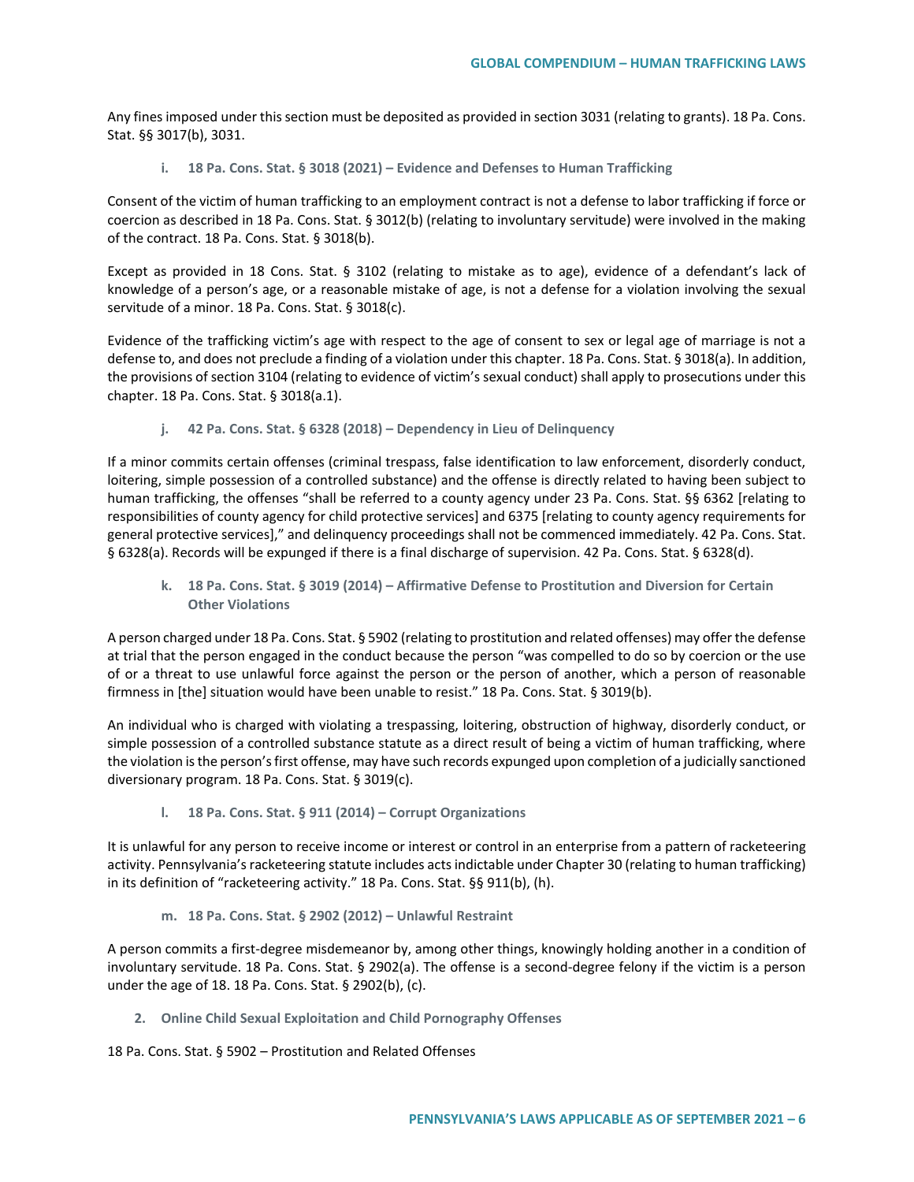Any fines imposed under this section must be deposited as provided in section 3031 (relating to grants). 18 Pa. Cons. Stat. §§ 3017(b), 3031.

#### i. 18 Pa. Cons. Stat. § 3018 (2021) – Evidence and Defenses to Human Trafficking

Consent of the victim of human trafficking to an employment contract is not a defense to labor trafficking if force or coercion as described in 18 Pa. Cons. Stat. § 3012(b) (relating to involuntary servitude) were involved in the making of the contract. 18 Pa. Cons. Stat. § 3018(b).

Except as provided in 18 Cons. Stat. § 3102 (relating to mistake as to age), evidence of a defendant's lack of knowledge of a person's age, or a reasonable mistake of age, is not a defense for a violation involving the sexual servitude of a minor. 18 Pa. Cons. Stat. § 3018(c).

Evidence of the trafficking victim's age with respect to the age of consent to sex or legal age of marriage is not a defense to, and does not preclude a finding of a violation under this chapter. 18 Pa. Cons. Stat. § 3018(a). In addition, the provisions of section 3104 (relating to evidence of victim's sexual conduct) shall apply to prosecutions under this chapter. 18 Pa. Cons. Stat. § 3018(a.1).

#### j. 42 Pa. Cons. Stat. § 6328 (2018) – Dependency in Lieu of Delinquency

If a minor commits certain offenses (criminal trespass, false identification to law enforcement, disorderly conduct, loitering, simple possession of a controlled substance) and the offense is directly related to having been subject to human trafficking, the offenses "shall be referred to a county agency under 23 Pa. Cons. Stat. §§ 6362 [relating to responsibilities of county agency for child protective services] and 6375 [relating to county agency requirements for general protective services]," and delinquency proceedings shall not be commenced immediately. 42 Pa. Cons. Stat. § 6328(a). Records will be expunged if there is a final discharge of supervision. 42 Pa. Cons. Stat. § 6328(d).

#### k. 18 Pa. Cons. Stat. § 3019 (2014) – Affirmative Defense to Prostitution and Diversion for Certain Other Violations

A person charged under 18 Pa. Cons. Stat. § 5902 (relating to prostitution and related offenses) may offer the defense at trial that the person engaged in the conduct because the person "was compelled to do so by coercion or the use of or a threat to use unlawful force against the person or the person of another, which a person of reasonable firmness in [the] situation would have been unable to resist." 18 Pa. Cons. Stat. § 3019(b).

An individual who is charged with violating a trespassing, loitering, obstruction of highway, disorderly conduct, or simple possession of a controlled substance statute as a direct result of being a victim of human trafficking, where the violation is the person's first offense, may have such records expunged upon completion of a judicially sanctioned diversionary program. 18 Pa. Cons. Stat. § 3019(c).

#### l. 18 Pa. Cons. Stat. § 911 (2014) – Corrupt Organizations

It is unlawful for any person to receive income or interest or control in an enterprise from a pattern of racketeering activity. Pennsylvania's racketeering statute includes acts indictable under Chapter 30 (relating to human trafficking) in its definition of "racketeering activity." 18 Pa. Cons. Stat. §§ 911(b), (h).

#### m. 18 Pa. Cons. Stat. § 2902 (2012) – Unlawful Restraint

A person commits a first-degree misdemeanor by, among other things, knowingly holding another in a condition of involuntary servitude. 18 Pa. Cons. Stat. § 2902(a). The offense is a second-degree felony if the victim is a person under the age of 18. 18 Pa. Cons. Stat. § 2902(b), (c).

### 2. Online Child Sexual Exploitation and Child Pornography Offenses

18 Pa. Cons. Stat. § 5902 – Prostitution and Related Offenses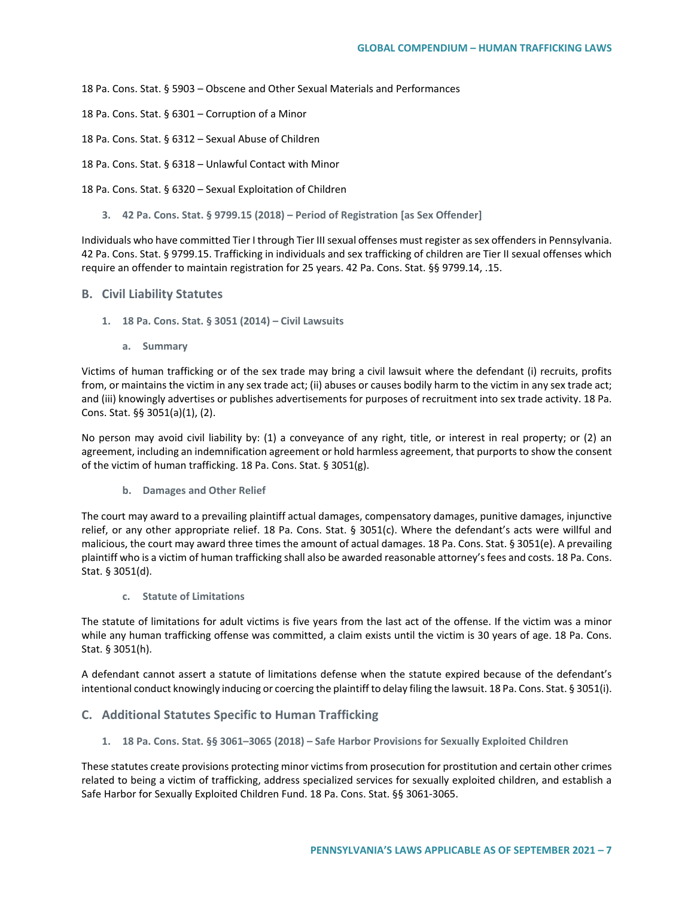18 Pa. Cons. Stat. § 5903 – Obscene and Other Sexual Materials and Performances

18 Pa. Cons. Stat. § 6301 – Corruption of a Minor

18 Pa. Cons. Stat. § 6312 – Sexual Abuse of Children

18 Pa. Cons. Stat. § 6318 – Unlawful Contact with Minor

18 Pa. Cons. Stat. § 6320 – Sexual Exploitation of Children

#### 3. 42 Pa. Cons. Stat. § 9799.15 (2018) – Period of Registration [as Sex Offender]

Individuals who have committed Tier I through Tier III sexual offenses must register as sex offenders in Pennsylvania. 42 Pa. Cons. Stat. § 9799.15. Trafficking in individuals and sex trafficking of children are Tier II sexual offenses which require an offender to maintain registration for 25 years. 42 Pa. Cons. Stat. §§ 9799.14, .15.

### B. Civil Liability Statutes

#### 1. 18 Pa. Cons. Stat. § 3051 (2014) – Civil Lawsuits

##### a. Summary

Victims of human trafficking or of the sex trade may bring a civil lawsuit where the defendant (i) recruits, profits from, or maintains the victim in any sex trade act; (ii) abuses or causes bodily harm to the victim in any sex trade act; and (iii) knowingly advertises or publishes advertisements for purposes of recruitment into sex trade activity. 18 Pa. Cons. Stat. §§ 3051(a)(1), (2).

No person may avoid civil liability by: (1) a conveyance of any right, title, or interest in real property; or (2) an agreement, including an indemnification agreement or hold harmless agreement, that purports to show the consent of the victim of human trafficking. 18 Pa. Cons. Stat. § 3051(g).

##### b. Damages and Other Relief

The court may award to a prevailing plaintiff actual damages, compensatory damages, punitive damages, injunctive relief, or any other appropriate relief. 18 Pa. Cons. Stat. § 3051(c). Where the defendant's acts were willful and malicious, the court may award three times the amount of actual damages. 18 Pa. Cons. Stat. § 3051(e). A prevailing plaintiff who is a victim of human trafficking shall also be awarded reasonable attorney's fees and costs. 18 Pa. Cons. Stat. § 3051(d).

##### c. Statute of Limitations

The statute of limitations for adult victims is five years from the last act of the offense. If the victim was a minor while any human trafficking offense was committed, a claim exists until the victim is 30 years of age. 18 Pa. Cons. Stat. § 3051(h).

A defendant cannot assert a statute of limitations defense when the statute expired because of the defendant's intentional conduct knowingly inducing or coercing the plaintiff to delay filing the lawsuit. 18 Pa. Cons. Stat. § 3051(i).

### C. Additional Statutes Specific to Human Trafficking

#### 1. 18 Pa. Cons. Stat. §§ 3061–3065 (2018) – Safe Harbor Provisions for Sexually Exploited Children

These statutes create provisions protecting minor victims from prosecution for prostitution and certain other crimes related to being a victim of trafficking, address specialized services for sexually exploited children, and establish a Safe Harbor for Sexually Exploited Children Fund. 18 Pa. Cons. Stat. §§ 3061-3065.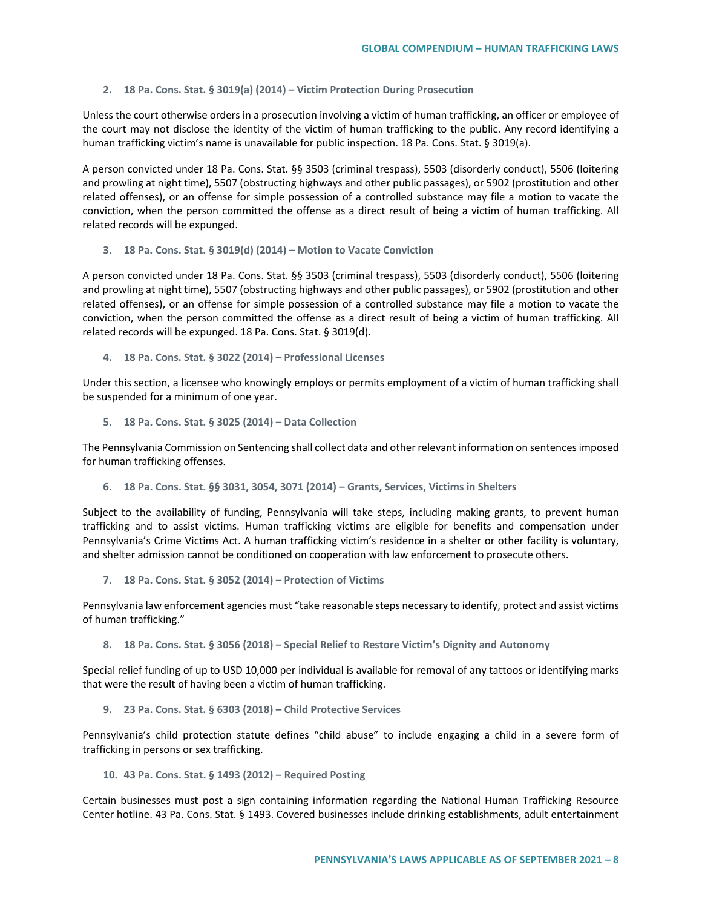### 2. 18 Pa. Cons. Stat. § 3019(a) (2014) – Victim Protection During Prosecution

Unless the court otherwise orders in a prosecution involving a victim of human trafficking, an officer or employee of the court may not disclose the identity of the victim of human trafficking to the public. Any record identifying a human trafficking victim's name is unavailable for public inspection. 18 Pa. Cons. Stat. § 3019(a).

A person convicted under 18 Pa. Cons. Stat. §§ 3503 (criminal trespass), 5503 (disorderly conduct), 5506 (loitering and prowling at night time), 5507 (obstructing highways and other public passages), or 5902 (prostitution and other related offenses), or an offense for simple possession of a controlled substance may file a motion to vacate the conviction, when the person committed the offense as a direct result of being a victim of human trafficking. All related records will be expunged.

### 3. 18 Pa. Cons. Stat. § 3019(d) (2014) – Motion to Vacate Conviction

A person convicted under 18 Pa. Cons. Stat. §§ 3503 (criminal trespass), 5503 (disorderly conduct), 5506 (loitering and prowling at night time), 5507 (obstructing highways and other public passages), or 5902 (prostitution and other related offenses), or an offense for simple possession of a controlled substance may file a motion to vacate the conviction, when the person committed the offense as a direct result of being a victim of human trafficking. All related records will be expunged. 18 Pa. Cons. Stat. § 3019(d).

### 4. 18 Pa. Cons. Stat. § 3022 (2014) – Professional Licenses

Under this section, a licensee who knowingly employs or permits employment of a victim of human trafficking shall be suspended for a minimum of one year.

### 5. 18 Pa. Cons. Stat. § 3025 (2014) – Data Collection

The Pennsylvania Commission on Sentencing shall collect data and other relevant information on sentences imposed for human trafficking offenses.

### 6. 18 Pa. Cons. Stat. §§ 3031, 3054, 3071 (2014) – Grants, Services, Victims in Shelters

Subject to the availability of funding, Pennsylvania will take steps, including making grants, to prevent human trafficking and to assist victims. Human trafficking victims are eligible for benefits and compensation under Pennsylvania's Crime Victims Act. A human trafficking victim's residence in a shelter or other facility is voluntary, and shelter admission cannot be conditioned on cooperation with law enforcement to prosecute others.

### 7. 18 Pa. Cons. Stat. § 3052 (2014) – Protection of Victims

Pennsylvania law enforcement agencies must "take reasonable steps necessary to identify, protect and assist victims of human trafficking."

### 8. 18 Pa. Cons. Stat. § 3056 (2018) – Special Relief to Restore Victim's Dignity and Autonomy

Special relief funding of up to USD 10,000 per individual is available for removal of any tattoos or identifying marks that were the result of having been a victim of human trafficking.

### 9. 23 Pa. Cons. Stat. § 6303 (2018) – Child Protective Services

Pennsylvania's child protection statute defines "child abuse" to include engaging a child in a severe form of trafficking in persons or sex trafficking.

### 10. 43 Pa. Cons. Stat. § 1493 (2012) – Required Posting

Certain businesses must post a sign containing information regarding the National Human Trafficking Resource Center hotline. 43 Pa. Cons. Stat. § 1493. Covered businesses include drinking establishments, adult entertainment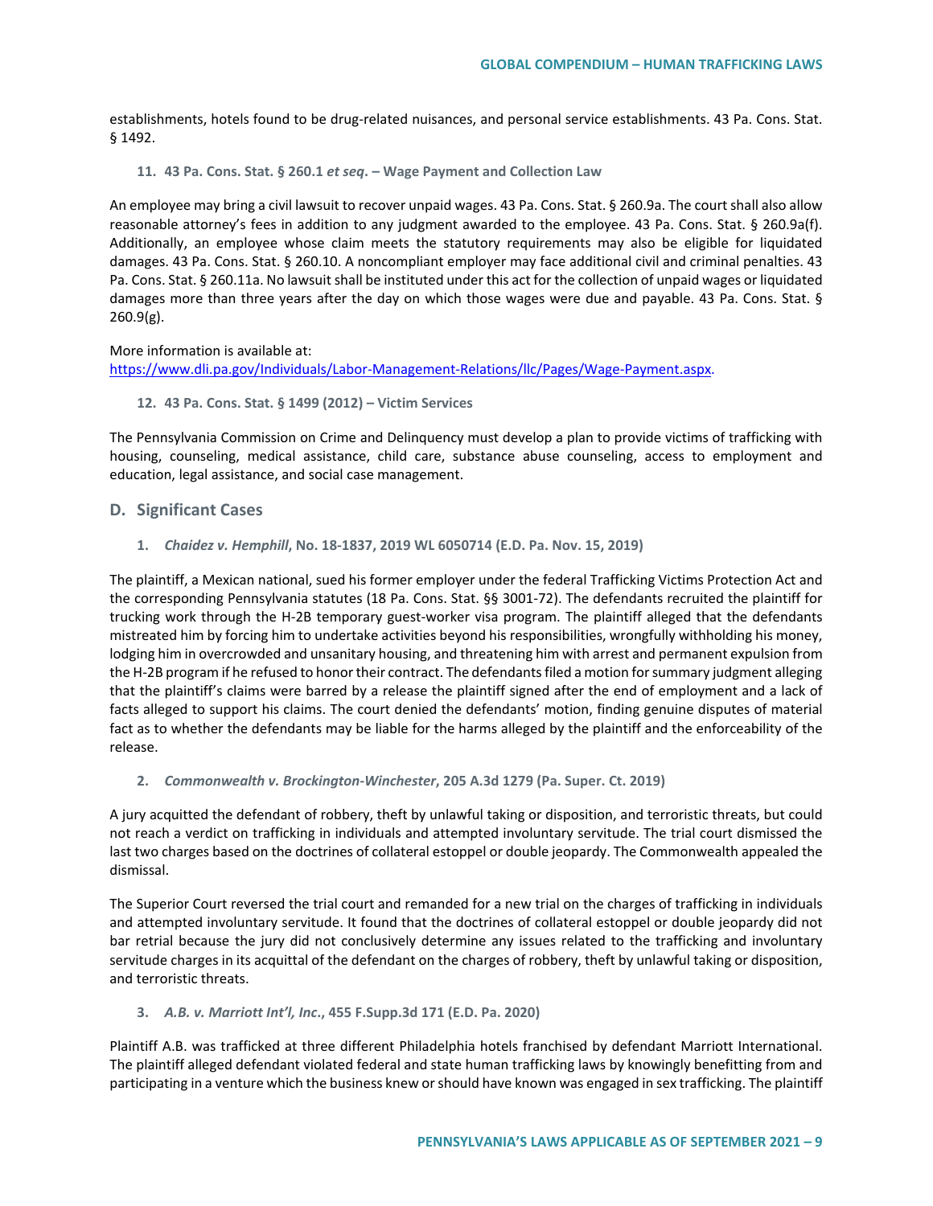establishments, hotels found to be drug-related nuisances, and personal service establishments. 43 Pa. Cons. Stat. § 1492.

#### 11. 43 Pa. Cons. Stat. § 260.1 *et seq*. – Wage Payment and Collection Law

An employee may bring a civil lawsuit to recover unpaid wages. 43 Pa. Cons. Stat. § 260.9a. The court shall also allow reasonable attorney's fees in addition to any judgment awarded to the employee. 43 Pa. Cons. Stat. § 260.9a(f). Additionally, an employee whose claim meets the statutory requirements may also be eligible for liquidated damages. 43 Pa. Cons. Stat. § 260.10. A noncompliant employer may face additional civil and criminal penalties. 43 Pa. Cons. Stat. § 260.11a. No lawsuit shall be instituted under this act for the collection of unpaid wages or liquidated damages more than three years after the day on which those wages were due and payable. 43 Pa. Cons. Stat. § 260.9(g).

More information is available at:
https://www.dli.pa.gov/Individuals/Labor-Management-Relations/llc/Pages/Wage-Payment.aspx.

#### 12. 43 Pa. Cons. Stat. § 1499 (2012) – Victim Services

The Pennsylvania Commission on Crime and Delinquency must develop a plan to provide victims of trafficking with housing, counseling, medical assistance, child care, substance abuse counseling, access to employment and education, legal assistance, and social case management.

### D. Significant Cases

#### 1. *Chaidez v. Hemphill*, No. 18-1837, 2019 WL 6050714 (E.D. Pa. Nov. 15, 2019)

The plaintiff, a Mexican national, sued his former employer under the federal Trafficking Victims Protection Act and the corresponding Pennsylvania statutes (18 Pa. Cons. Stat. §§ 3001-72). The defendants recruited the plaintiff for trucking work through the H-2B temporary guest-worker visa program. The plaintiff alleged that the defendants mistreated him by forcing him to undertake activities beyond his responsibilities, wrongfully withholding his money, lodging him in overcrowded and unsanitary housing, and threatening him with arrest and permanent expulsion from the H-2B program if he refused to honor their contract. The defendants filed a motion for summary judgment alleging that the plaintiff's claims were barred by a release the plaintiff signed after the end of employment and a lack of facts alleged to support his claims. The court denied the defendants' motion, finding genuine disputes of material fact as to whether the defendants may be liable for the harms alleged by the plaintiff and the enforceability of the release.

#### 2. *Commonwealth v. Brockington-Winchester*, 205 A.3d 1279 (Pa. Super. Ct. 2019)

A jury acquitted the defendant of robbery, theft by unlawful taking or disposition, and terroristic threats, but could not reach a verdict on trafficking in individuals and attempted involuntary servitude. The trial court dismissed the last two charges based on the doctrines of collateral estoppel or double jeopardy. The Commonwealth appealed the dismissal.

The Superior Court reversed the trial court and remanded for a new trial on the charges of trafficking in individuals and attempted involuntary servitude. It found that the doctrines of collateral estoppel or double jeopardy did not bar retrial because the jury did not conclusively determine any issues related to the trafficking and involuntary servitude charges in its acquittal of the defendant on the charges of robbery, theft by unlawful taking or disposition, and terroristic threats.

#### 3. *A.B. v. Marriott Int'l, Inc.*, 455 F.Supp.3d 171 (E.D. Pa. 2020)

Plaintiff A.B. was trafficked at three different Philadelphia hotels franchised by defendant Marriott International. The plaintiff alleged defendant violated federal and state human trafficking laws by knowingly benefitting from and participating in a venture which the business knew or should have known was engaged in sex trafficking. The plaintiff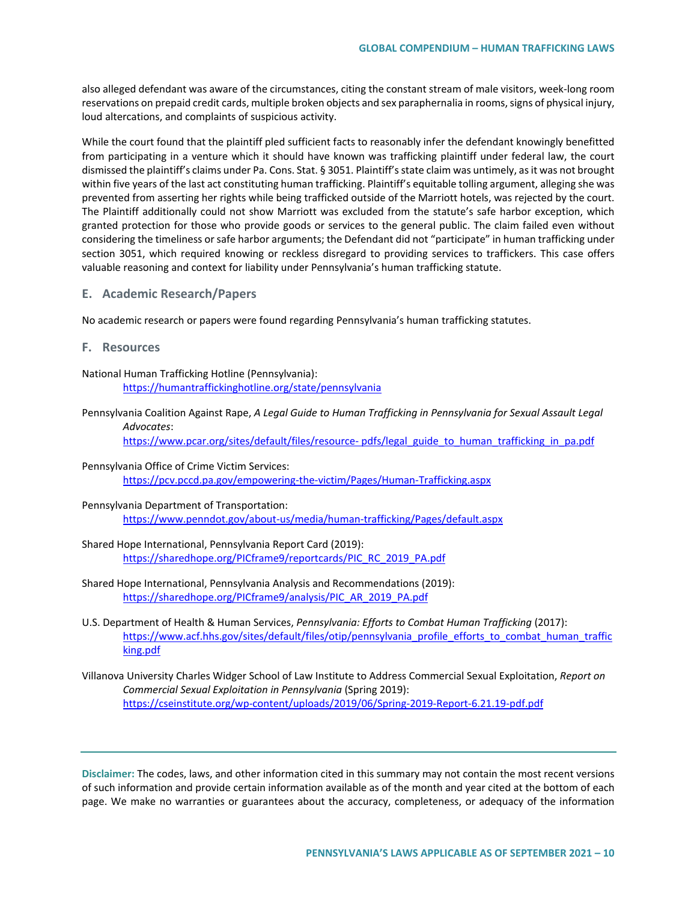also alleged defendant was aware of the circumstances, citing the constant stream of male visitors, week-long room reservations on prepaid credit cards, multiple broken objects and sex paraphernalia in rooms, signs of physical injury, loud altercations, and complaints of suspicious activity.

While the court found that the plaintiff pled sufficient facts to reasonably infer the defendant knowingly benefitted from participating in a venture which it should have known was trafficking plaintiff under federal law, the court dismissed the plaintiff's claims under Pa. Cons. Stat. § 3051. Plaintiff's state claim was untimely, as it was not brought within five years of the last act constituting human trafficking. Plaintiff's equitable tolling argument, alleging she was prevented from asserting her rights while being trafficked outside of the Marriott hotels, was rejected by the court. The Plaintiff additionally could not show Marriott was excluded from the statute's safe harbor exception, which granted protection for those who provide goods or services to the general public. The claim failed even without considering the timeliness or safe harbor arguments; the Defendant did not "participate" in human trafficking under section 3051, which required knowing or reckless disregard to providing services to traffickers. This case offers valuable reasoning and context for liability under Pennsylvania's human trafficking statute.

## E. Academic Research/Papers

No academic research or papers were found regarding Pennsylvania's human trafficking statutes.

## F. Resources

National Human Trafficking Hotline (Pennsylvania):
https://humantraffickinghotline.org/state/pennsylvania

Pennsylvania Coalition Against Rape, *A Legal Guide to Human Trafficking in Pennsylvania for Sexual Assault Legal Advocates*:
https://www.pcar.org/sites/default/files/resource- pdfs/legal_guide_to_human_trafficking_in_pa.pdf

Pennsylvania Office of Crime Victim Services:
https://pcv.pccd.pa.gov/empowering-the-victim/Pages/Human-Trafficking.aspx

Pennsylvania Department of Transportation:
https://www.penndot.gov/about-us/media/human-trafficking/Pages/default.aspx

Shared Hope International, Pennsylvania Report Card (2019):
https://sharedhope.org/PICframe9/reportcards/PIC_RC_2019_PA.pdf

Shared Hope International, Pennsylvania Analysis and Recommendations (2019):
https://sharedhope.org/PICframe9/analysis/PIC_AR_2019_PA.pdf

U.S. Department of Health & Human Services, *Pennsylvania: Efforts to Combat Human Trafficking* (2017):
https://www.acf.hhs.gov/sites/default/files/otip/pennsylvania_profile_efforts_to_combat_human_trafficking.pdf

Villanova University Charles Widger School of Law Institute to Address Commercial Sexual Exploitation, *Report on Commercial Sexual Exploitation in Pennsylvania* (Spring 2019):
https://cseinstitute.org/wp-content/uploads/2019/06/Spring-2019-Report-6.21.19-pdf.pdf

---

**Disclaimer:** The codes, laws, and other information cited in this summary may not contain the most recent versions of such information and provide certain information available as of the month and year cited at the bottom of each page. We make no warranties or guarantees about the accuracy, completeness, or adequacy of the information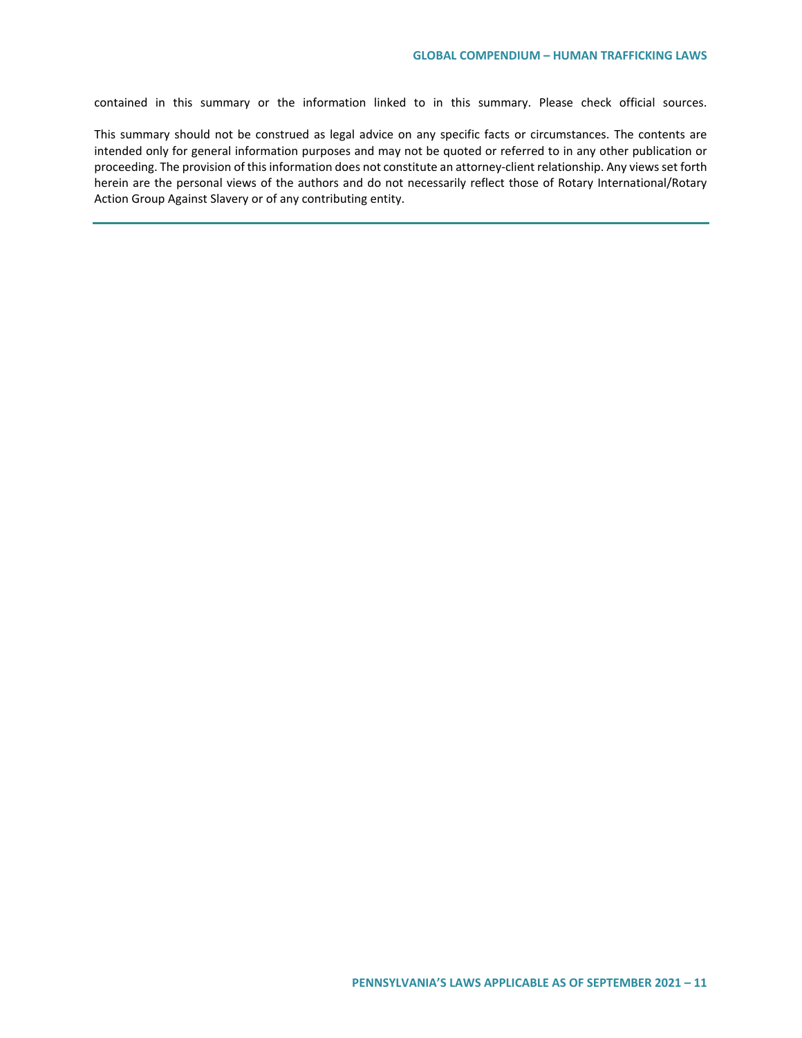contained in this summary or the information linked to in this summary. Please check official sources.

This summary should not be construed as legal advice on any specific facts or circumstances. The contents are intended only for general information purposes and may not be quoted or referred to in any other publication or proceeding. The provision of this information does not constitute an attorney-client relationship. Any views set forth herein are the personal views of the authors and do not necessarily reflect those of Rotary International/Rotary Action Group Against Slavery or of any contributing entity.

---